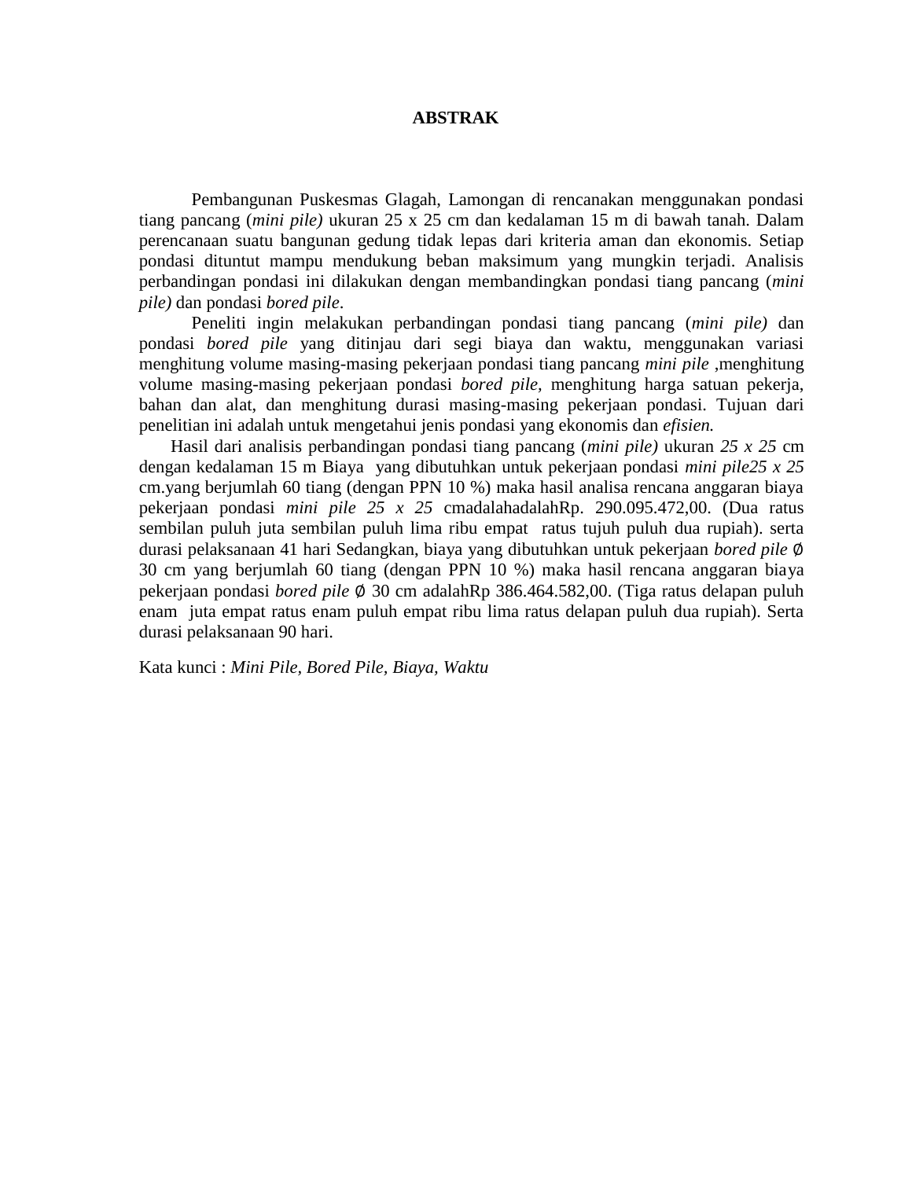# ABSTRAK

Pembangunan Puskesmas Glagah, Lamongan di rencanakan menggunakan pondasi tiang pancang (*mini pile)* ukuran 25 x 25 cm dan kedalaman 15 m di bawah tanah. Dalam perencanaan suatu bangunan gedung tidak lepas dari kriteria aman dan ekonomis. Setiap pondasi dituntut mampu mendukung beban maksimum yang mungkin terjadi. Analisis perbandingan pondasi ini dilakukan dengan membandingkan pondasi tiang pancang (*mini pile)* dan pondasi *bored pile*.

Peneliti ingin melakukan perbandingan pondasi tiang pancang (*mini pile)* dan pondasi *bored pile* yang ditinjau dari segi biaya dan waktu, menggunakan variasi menghitung volume masing-masing pekerjaan pondasi tiang pancang *mini pile* ,menghitung volume masing-masing pekerjaan pondasi *bored pile,* menghitung harga satuan pekerja, bahan dan alat, dan menghitung durasi masing-masing pekerjaan pondasi. Tujuan dari penelitian ini adalah untuk mengetahui jenis pondasi yang ekonomis dan *efisien.*

Hasil dari analisis perbandingan pondasi tiang pancang (*mini pile)* ukuran *25 x 25* cm dengan kedalaman 15 m Biaya yang dibutuhkan untuk pekerjaan pondasi *mini pile25 x 25* cm.yang berjumlah 60 tiang (dengan PPN 10 %) maka hasil analisa rencana anggaran biaya pekerjaan pondasi *mini pile 25 x 25* cmadalahadalahRp. 290.095.472,00. (Dua ratus sembilan puluh juta sembilan puluh lima ribu empat ratus tujuh puluh dua rupiah). serta durasi pelaksanaan 41 hari Sedangkan, biaya yang dibutuhkan untuk pekerjaan *bored pile* ∅ 30 cm yang berjumlah 60 tiang (dengan PPN 10 %) maka hasil rencana anggaran biaya pekerjaan pondasi *bored pile* ∅ 30 cm adalahRp 386.464.582,00. (Tiga ratus delapan puluh enam juta empat ratus enam puluh empat ribu lima ratus delapan puluh dua rupiah). Serta durasi pelaksanaan 90 hari.

Kata kunci : *Mini Pile, Bored Pile, Biaya, Waktu*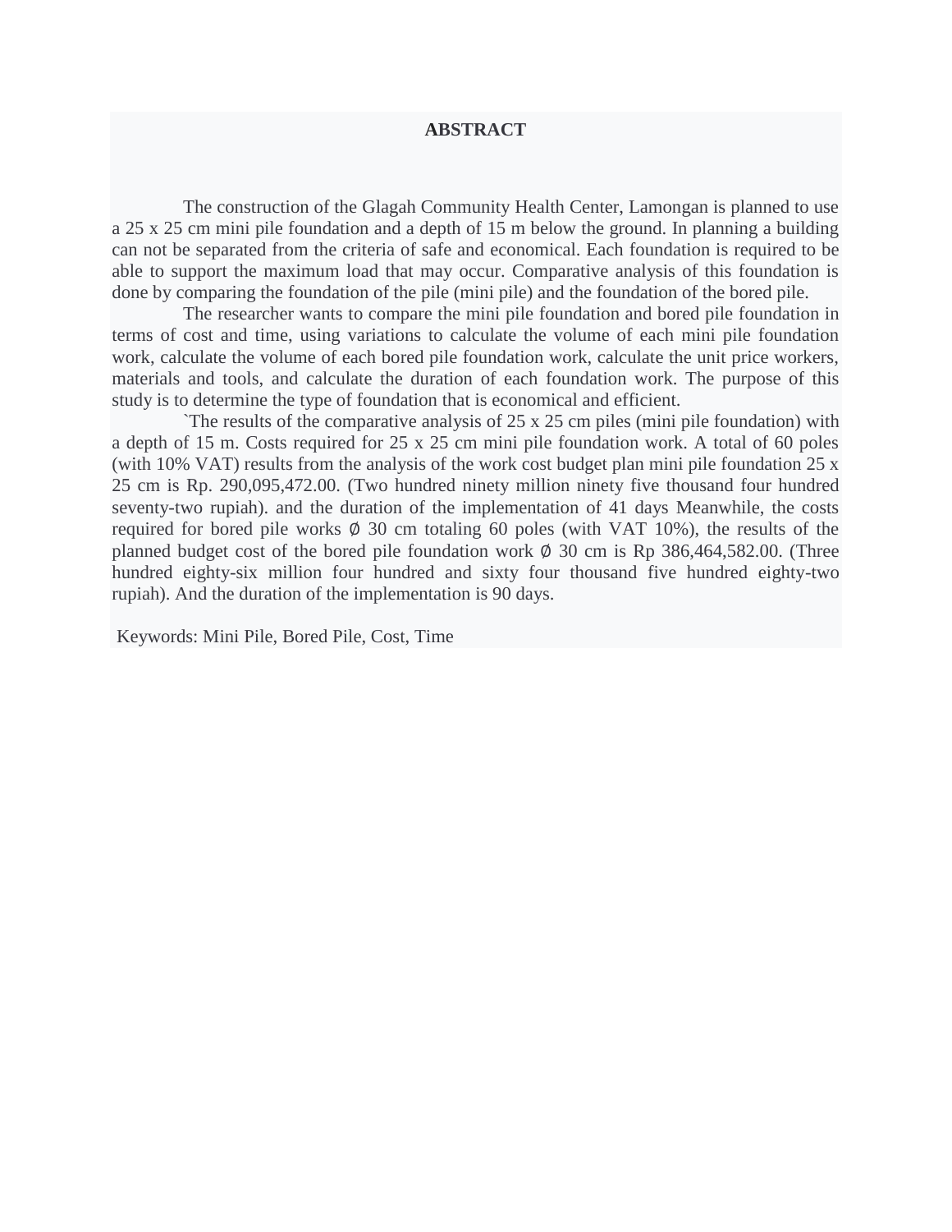# ABSTRACT

The construction of the Glagah Community Health Center, Lamongan is planned to use a 25 x 25 cm mini pile foundation and a depth of 15 m below the ground. In planning a building can not be separated from the criteria of safe and economical. Each foundation is required to be able to support the maximum load that may occur. Comparative analysis of this foundation is done by comparing the foundation of the pile (mini pile) and the foundation of the bored pile.

The researcher wants to compare the mini pile foundation and bored pile foundation in terms of cost and time, using variations to calculate the volume of each mini pile foundation work, calculate the volume of each bored pile foundation work, calculate the unit price workers, materials and tools, and calculate the duration of each foundation work. The purpose of this study is to determine the type of foundation that is economical and efficient.

`The results of the comparative analysis of 25 x 25 cm piles (mini pile foundation) with a depth of 15 m. Costs required for 25 x 25 cm mini pile foundation work. A total of 60 poles (with 10% VAT) results from the analysis of the work cost budget plan mini pile foundation 25 x 25 cm is Rp. 290,095,472.00. (Two hundred ninety million ninety five thousand four hundred seventy-two rupiah). and the duration of the implementation of 41 days Meanwhile, the costs required for bored pile works ∅ 30 cm totaling 60 poles (with VAT 10%), the results of the planned budget cost of the bored pile foundation work ∅ 30 cm is Rp 386,464,582.00. (Three hundred eighty-six million four hundred and sixty four thousand five hundred eighty-two rupiah). And the duration of the implementation is 90 days.

Keywords: Mini Pile, Bored Pile, Cost, Time